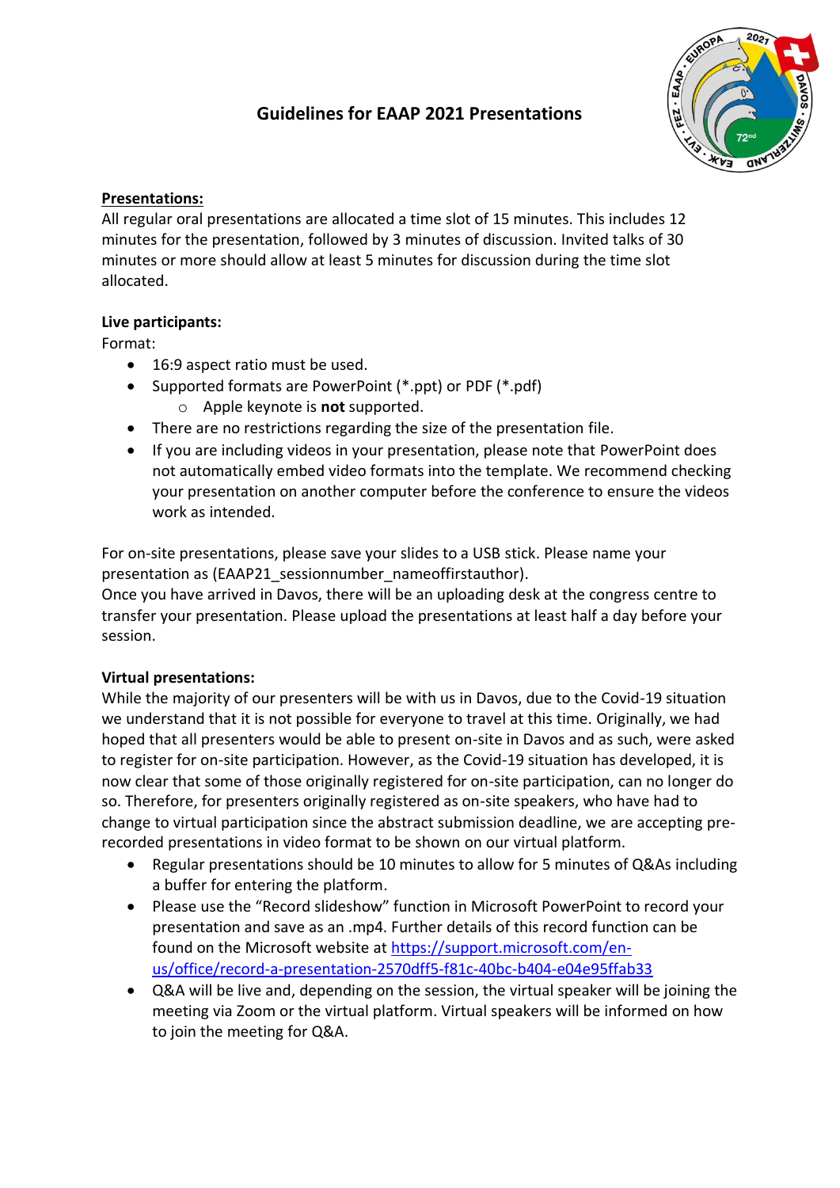# Guidelines for EAAP 2021 Presentations

**Presentations:**

All regular oral presentations are allocated a time slot of 15 minutes. This includes 12 minutes for the presentation, followed by 3 minutes of discussion. Invited talks of 30 minutes or more should allow at least 5 minutes for discussion during the time slot allocated.

**Live participants:**

Format:

- 16:9 aspect ratio must be used.
- Supported formats are PowerPoint (*.ppt) or PDF (*.pdf)
    - Apple keynote is **not** supported.
- There are no restrictions regarding the size of the presentation file.
- If you are including videos in your presentation, please note that PowerPoint does not automatically embed video formats into the template. We recommend checking your presentation on another computer before the conference to ensure the videos work as intended.

For on-site presentations, please save your slides to a USB stick. Please name your presentation as (EAAP21_sessionnumber_nameoffirstauthor).
Once you have arrived in Davos, there will be an uploading desk at the congress centre to transfer your presentation. Please upload the presentations at least half a day before your session.

**Virtual presentations:**

While the majority of our presenters will be with us in Davos, due to the Covid-19 situation we understand that it is not possible for everyone to travel at this time. Originally, we had hoped that all presenters would be able to present on-site in Davos and as such, were asked to register for on-site participation. However, as the Covid-19 situation has developed, it is now clear that some of those originally registered for on-site participation, can no longer do so. Therefore, for presenters originally registered as on-site speakers, who have had to change to virtual participation since the abstract submission deadline, we are accepting pre-recorded presentations in video format to be shown on our virtual platform.

- Regular presentations should be 10 minutes to allow for 5 minutes of Q&As including a buffer for entering the platform.
- Please use the "Record slideshow" function in Microsoft PowerPoint to record your presentation and save as an .mp4. Further details of this record function can be found on the Microsoft website at [https://support.microsoft.com/en-us/office/record-a-presentation-2570dff5-f81c-40bc-b404-e04e95ffab33](https://support.microsoft.com/en-us/office/record-a-presentation-2570dff5-f81c-40bc-b404-e04e95ffab33)
- Q&A will be live and, depending on the session, the virtual speaker will be joining the meeting via Zoom or the virtual platform. Virtual speakers will be informed on how to join the meeting for Q&A.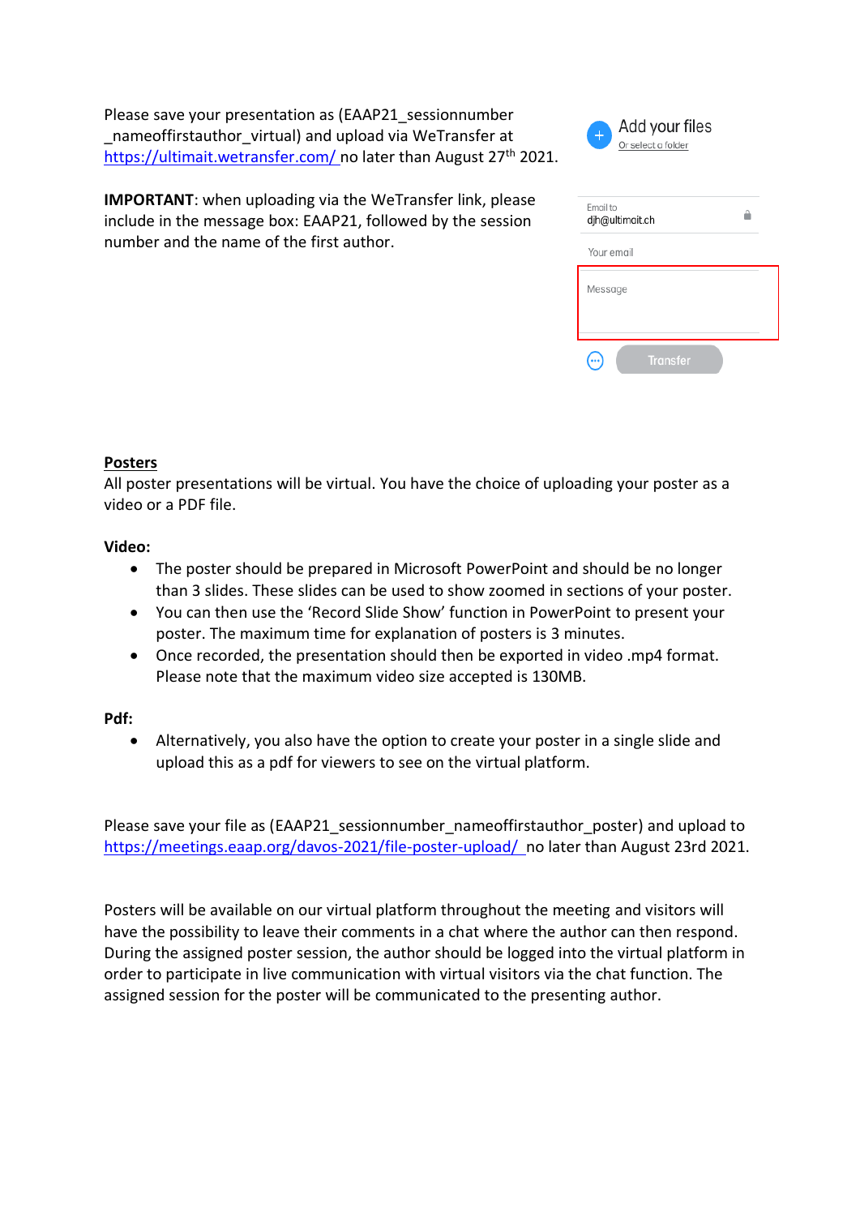Please save your presentation as (EAAP21_sessionnumber _nameoffirstauthor_virtual) and upload via WeTransfer at https://ultimait.wetransfer.com/ no later than August 27th 2021.

**IMPORTANT**: when uploading via the WeTransfer link, please include in the message box: EAAP21, followed by the session number and the name of the first author.

Add your files
Or select a folder

Email to
djh@ultimait.ch

Your email

Message

Transfer

**Posters**

All poster presentations will be virtual. You have the choice of uploading your poster as a video or a PDF file.

**Video:**

- The poster should be prepared in Microsoft PowerPoint and should be no longer than 3 slides. These slides can be used to show zoomed in sections of your poster.
- You can then use the 'Record Slide Show' function in PowerPoint to present your poster. The maximum time for explanation of posters is 3 minutes.
- Once recorded, the presentation should then be exported in video .mp4 format. Please note that the maximum video size accepted is 130MB.

**Pdf:**

- Alternatively, you also have the option to create your poster in a single slide and upload this as a pdf for viewers to see on the virtual platform.

Please save your file as (EAAP21_sessionnumber_nameoffirstauthor_poster) and upload to https://meetings.eaap.org/davos-2021/file-poster-upload/ no later than August 23rd 2021.

Posters will be available on our virtual platform throughout the meeting and visitors will have the possibility to leave their comments in a chat where the author can then respond. During the assigned poster session, the author should be logged into the virtual platform in order to participate in live communication with virtual visitors via the chat function. The assigned session for the poster will be communicated to the presenting author.